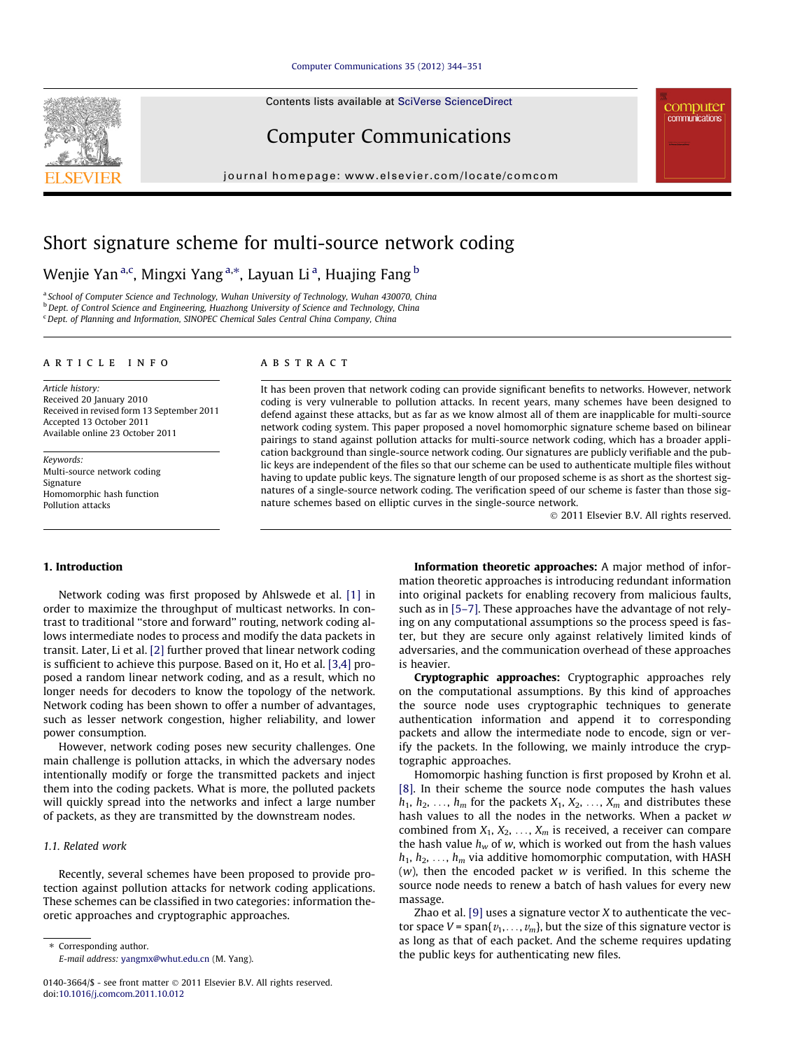# Short signature scheme for multi-source network coding

Wenjie Yan [a,c], Mingxi Yang [a,*], Layuan Li [a], Huajing Fang [b]

[a] School of Computer Science and Technology, Wuhan University of Technology, Wuhan 430070, China
[b] Dept. of Control Science and Engineering, Huazhong University of Science and Technology, China
[c] Dept. of Planning and Information, SINOPEC Chemical Sales Central China Company, China

## ARTICLE INFO

*Article history:*
Received 20 January 2010
Received in revised form 13 September 2011
Accepted 13 October 2011
Available online 23 October 2011

*Keywords:*
Multi-source network coding
Signature
Homomorphic hash function
Pollution attacks

## ABSTRACT

It has been proven that network coding can provide significant benefits to networks. However, network coding is very vulnerable to pollution attacks. In recent years, many schemes have been designed to defend against these attacks, but as far as we know almost all of them are inapplicable for multi-source network coding system. This paper proposed a novel homomorphic signature scheme based on bilinear pairings to stand against pollution attacks for multi-source network coding, which has a broader application background than single-source network coding. Our signatures are publicly verifiable and the public keys are independent of the files so that our scheme can be used to authenticate multiple files without having to update public keys. The signature length of our proposed scheme is as short as the shortest signatures of a single-source network coding. The verification speed of our scheme is faster than those signature schemes based on elliptic curves in the single-source network.

© 2011 Elsevier B.V. All rights reserved.

## 1. Introduction

Network coding was first proposed by Ahlswede et al. [1] in order to maximize the throughput of multicast networks. In contrast to traditional "store and forward" routing, network coding allows intermediate nodes to process and modify the data packets in transit. Later, Li et al. [2] further proved that linear network coding is sufficient to achieve this purpose. Based on it, Ho et al. [3,4] proposed a random linear network coding, and as a result, which no longer needs for decoders to know the topology of the network. Network coding has been shown to offer a number of advantages, such as lesser network congestion, higher reliability, and lower power consumption.

However, network coding poses new security challenges. One main challenge is pollution attacks, in which the adversary nodes intentionally modify or forge the transmitted packets and inject them into the coding packets. What is more, the polluted packets will quickly spread into the networks and infect a large number of packets, as they are transmitted by the downstream nodes.

### 1.1. Related work

Recently, several schemes have been proposed to provide protection against pollution attacks for network coding applications. These schemes can be classified in two categories: information theoretic approaches and cryptographic approaches.

**Information theoretic approaches:** A major method of information theoretic approaches is introducing redundant information into original packets for enabling recovery from malicious faults, such as in [5–7]. These approaches have the advantage of not relying on any computational assumptions so the process speed is faster, but they are secure only against relatively limited kinds of adversaries, and the communication overhead of these approaches is heavier.

**Cryptographic approaches:** Cryptographic approaches rely on the computational assumptions. By this kind of approaches the source node uses cryptographic techniques to generate authentication information and append it to corresponding packets and allow the intermediate node to encode, sign or verify the packets. In the following, we mainly introduce the cryptographic approaches.

Homomorpic hashing function is first proposed by Krohn et al. [8]. In their scheme the source node computes the hash values $h_1, h_2, \ldots, h_m$ for the packets $X_1, X_2, \ldots, X_m$ and distributes these hash values to all the nodes in the networks. When a packet $w$ combined from $X_1, X_2, \ldots, X_m$ is received, a receiver can compare the hash value $h_w$ of $w$, which is worked out from the hash values $h_1, h_2, \ldots, h_m$ via additive homomorphic computation, with HASH ($w$), then the encoded packet $w$ is verified. In this scheme the source node needs to renew a batch of hash values for every new massage.

Zhao et al. [9] uses a signature vector $X$ to authenticate the vector space $V = \text{span}\{v_1, \ldots, v_m\}$, but the size of this signature vector is as long as that of each packet. And the scheme requires updating the public keys for authenticating new files.

∗ Corresponding author.
E-mail address: yangmx@whut.edu.cn (M. Yang).

0140-3664/$ - see front matter © 2011 Elsevier B.V. All rights reserved.
doi:10.1016/j.comcom.2011.10.012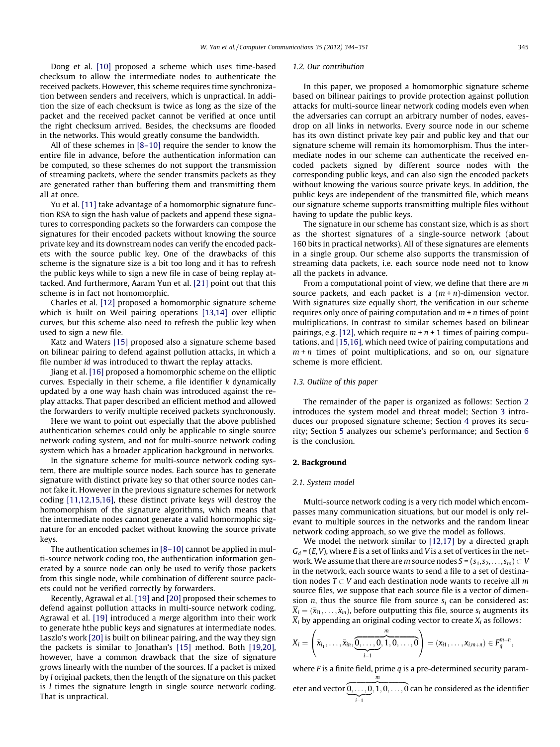Dong et al. [10] proposed a scheme which uses time-based checksum to allow the intermediate nodes to authenticate the received packets. However, this scheme requires time synchronization between senders and receivers, which is unpractical. In addition the size of each checksum is twice as long as the size of the packet and the received packet cannot be verified at once until the right checksum arrived. Besides, the checksums are flooded in the networks. This would greatly consume the bandwidth.

All of these schemes in [8–10] require the sender to know the entire file in advance, before the authentication information can be computed, so these schemes do not support the transmission of streaming packets, where the sender transmits packets as they are generated rather than buffering them and transmitting them all at once.

Yu et al. [11] take advantage of a homomorphic signature function RSA to sign the hash value of packets and append these signatures to corresponding packets so the forwarders can compose the signatures for their encoded packets without knowing the source private key and its downstream nodes can verify the encoded packets with the source public key. One of the drawbacks of this scheme is the signature size is a bit too long and it has to refresh the public keys while to sign a new file in case of being replay attacked. And furthermore, Aaram Yun et al. [21] point out that this scheme is in fact not homomorphic.

Charles et al. [12] proposed a homomorphic signature scheme which is built on Weil pairing operations [13,14] over elliptic curves, but this scheme also need to refresh the public key when used to sign a new file.

Katz and Waters [15] proposed also a signature scheme based on bilinear pairing to defend against pollution attacks, in which a file number *id* was introduced to thwart the replay attacks.

Jiang et al. [16] proposed a homomorphic scheme on the elliptic curves. Especially in their scheme, a file identifier $k$ dynamically updated by a one way hash chain was introduced against the replay attacks. That paper described an efficient method and allowed the forwarders to verify multiple received packets synchronously.

Here we want to point out especially that the above published authentication schemes could only be applicable to single source network coding system, and not for multi-source network coding system which has a broader application background in networks.

In the signature scheme for multi-source network coding system, there are multiple source nodes. Each source has to generate signature with distinct private key so that other source nodes cannot fake it. However in the previous signature schemes for network coding [11,12,15,16], these distinct private keys will destroy the homomorphism of the signature algorithms, which means that the intermediate nodes cannot generate a valid homomorphic signature for an encoded packet without knowing the source private keys.

The authentication schemes in [8–10] cannot be applied in multi-source network coding too, the authentication information generated by a source node can only be used to verify those packets from this single node, while combination of different source packets could not be verified correctly by forwarders.

Recently, Agrawal et al. [19] and [20] proposed their schemes to defend against pollution attacks in multi-source network coding. Agrawal et al. [19] introduced a *merge* algorithm into their work to generate hthe public keys and signatures at intermediate nodes. Laszlo's work [20] is built on bilinear pairing, and the way they sign the packets is similar to Jonathan's [15] method. Both [19,20], however, have a common drawback that the size of signature grows linearly with the number of the sources. If a packet is mixed by $l$ original packets, then the length of the signature on this packet is $l$ times the signature length in single source network coding. That is unpractical.

### 1.2. Our contribution

In this paper, we proposed a homomorphic signature scheme based on bilinear pairings to provide protection against pollution attacks for multi-source linear network coding models even when the adversaries can corrupt an arbitrary number of nodes, eavesdrop on all links in networks. Every source node in our scheme has its own distinct private key pair and public key and that our signature scheme will remain its homomorphism. Thus the intermediate nodes in our scheme can authenticate the received encoded packets signed by different source nodes with the corresponding public keys, and can also sign the encoded packets without knowing the various source private keys. In addition, the public keys are independent of the transmitted file, which means our signature scheme supports transmitting multiple files without having to update the public keys.

The signature in our scheme has constant size, which is as short as the shortest signatures of a single-source network (about 160 bits in practical networks). All of these signatures are elements in a single group. Our scheme also supports the transmission of streaming data packets, i.e. each source node need not to know all the packets in advance.

From a computational point of view, we define that there are $m$ source packets, and each packet is a $(m + n)$-dimension vector. With signatures size equally short, the verification in our scheme requires only once of pairing computation and $m + n$ times of point multiplications. In contrast to similar schemes based on bilinear pairings, e.g. [12], which require $m + n + 1$ times of pairing computations, and [15,16], which need twice of pairing computations and $m + n$ times of point multiplications, and so on, our signature scheme is more efficient.

### 1.3. Outline of this paper

The remainder of the paper is organized as follows: Section 2 introduces the system model and threat model; Section 3 introduces our proposed signature scheme; Section 4 proves its security; Section 5 analyzes our scheme's performance; and Section 6 is the conclusion.

## 2. Background

### 2.1. System model

Multi-source network coding is a very rich model which encompasses many communication situations, but our model is only relevant to multiple sources in the networks and the random linear network coding approach, so we give the model as follows.

We model the network similar to [12,17] by a directed graph $G_d = (E, V)$, where $E$ is a set of links and $V$ is a set of vertices in the network. We assume that there are $m$ source nodes $S = (s_1, s_2, \ldots, s_m) \subset V$ in the network, each source wants to send a file to a set of destination nodes $T \subset V$ and each destination node wants to receive all $m$ source files, we suppose that each source file is a vector of dimension $n$, thus the source file from source $s_i$ can be considered as: $\bar{X}_i = (\bar{x}_{i1}, \ldots, \bar{x}_{in})$, before outputting this file, source $s_i$ augments its $\bar{X}_i$ by appending an original coding vector to create $X_i$ as follows:

$$X_i = \left(\bar{x}_{i_1}, \ldots, \bar{x}_{in}, \overbrace{\underbrace{0, \ldots, 0}_{i-1}, 1, 0, \ldots, 0}^{m}\right) = (x_{i1}, \ldots, x_{i,m+n}) \in F_q^{m+n},$$

where $F$ is a finite field, prime $q$ is a pre-determined security parameter and vector $\overbrace{\underbrace{0, \ldots, 0}_{i-1}, 1, 0, \ldots, 0}^{m}$ can be considered as the identifier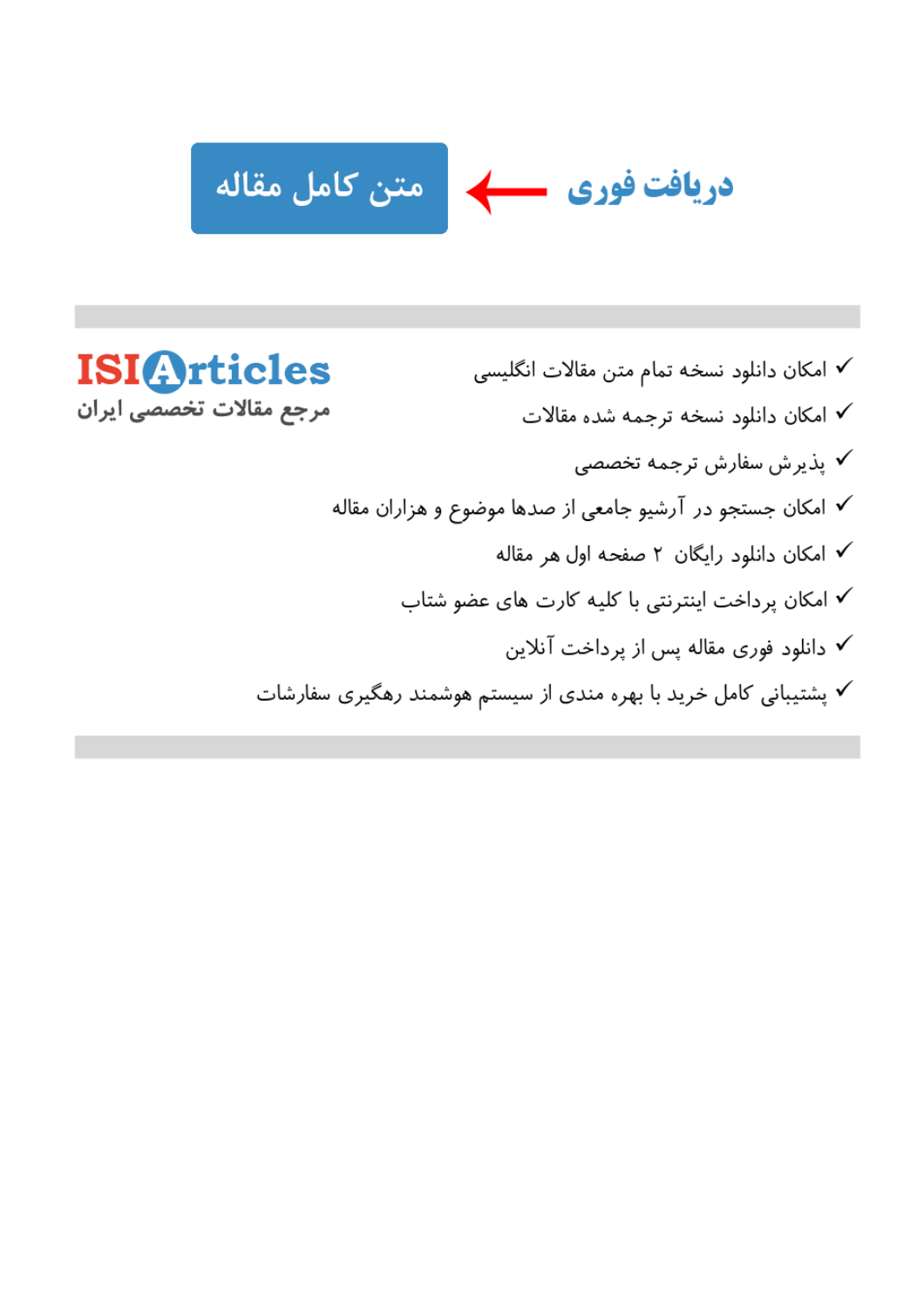دریافت فوری ← **متن کامل مقاله**

**ISIArticles**
مرجع مقالات تخصصی ایران

- ✓ امکان دانلود نسخه تمام متن مقالات انگلیسی
- ✓ امکان دانلود نسخه ترجمه شده مقالات
- ✓ پذیرش سفارش ترجمه تخصصی
- ✓ امکان جستجو در آرشیو جامعی از صدها موضوع و هزاران مقاله
- ✓ امکان دانلود رایگان ۲ صفحه اول هر مقاله
- ✓ امکان پرداخت اینترنتی با کلیه کارت های عضو شتاب
- ✓ دانلود فوری مقاله پس از پرداخت آنلاین
- ✓ پشتیبانی کامل خرید با بهره مندی از سیستم هوشمند رهگیری سفارشات